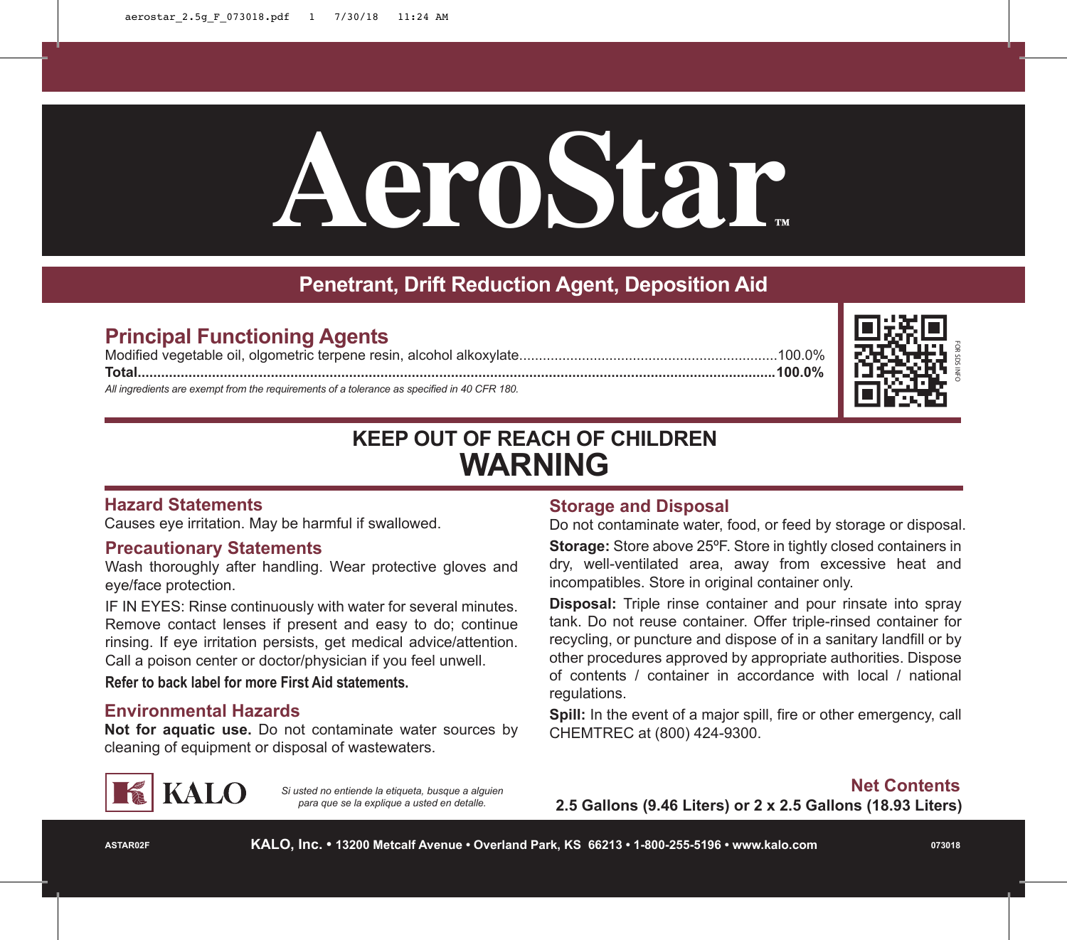# AeroStar™

## Penetrant, Drift Reduction Agent, Deposition Aid

### Principal Functioning Agents

Modified vegetable oil, olgometric terpene resin, alcohol alkoxylate................................................................100.0%
**Total.......................................................................................................................................................100.0%**

*All ingredients are exempt from the requirements of a tolerance as specified in 40 CFR 180.*

FOR SDS INFO

## KEEP OUT OF REACH OF CHILDREN
# WARNING

### Hazard Statements

Causes eye irritation. May be harmful if swallowed.

### Precautionary Statements

Wash thoroughly after handling. Wear protective gloves and eye/face protection.

IF IN EYES: Rinse continuously with water for several minutes. Remove contact lenses if present and easy to do; continue rinsing. If eye irritation persists, get medical advice/attention. Call a poison center or doctor/physician if you feel unwell.

**Refer to back label for more First Aid statements.**

### Environmental Hazards

**Not for aquatic use.** Do not contaminate water sources by cleaning of equipment or disposal of wastewaters.

### Storage and Disposal

Do not contaminate water, food, or feed by storage or disposal.

**Storage:** Store above 25ºF. Store in tightly closed containers in dry, well-ventilated area, away from excessive heat and incompatibles. Store in original container only.

**Disposal:** Triple rinse container and pour rinsate into spray tank. Do not reuse container. Offer triple-rinsed container for recycling, or puncture and dispose of in a sanitary landfill or by other procedures approved by appropriate authorities. Dispose of contents / container in accordance with local / national regulations.

**Spill:** In the event of a major spill, fire or other emergency, call CHEMTREC at (800) 424-9300.

KALO

*Si usted no entiende la etiqueta, busque a alguien para que se la explique a usted en detalle.*

### Net Contents

**2.5 Gallons (9.46 Liters) or 2 x 2.5 Gallons (18.93 Liters)**

ASTAR02F

**KALO, Inc. • 13200 Metcalf Avenue • Overland Park, KS 66213 • 1-800-255-5196 • www.kalo.com**

073018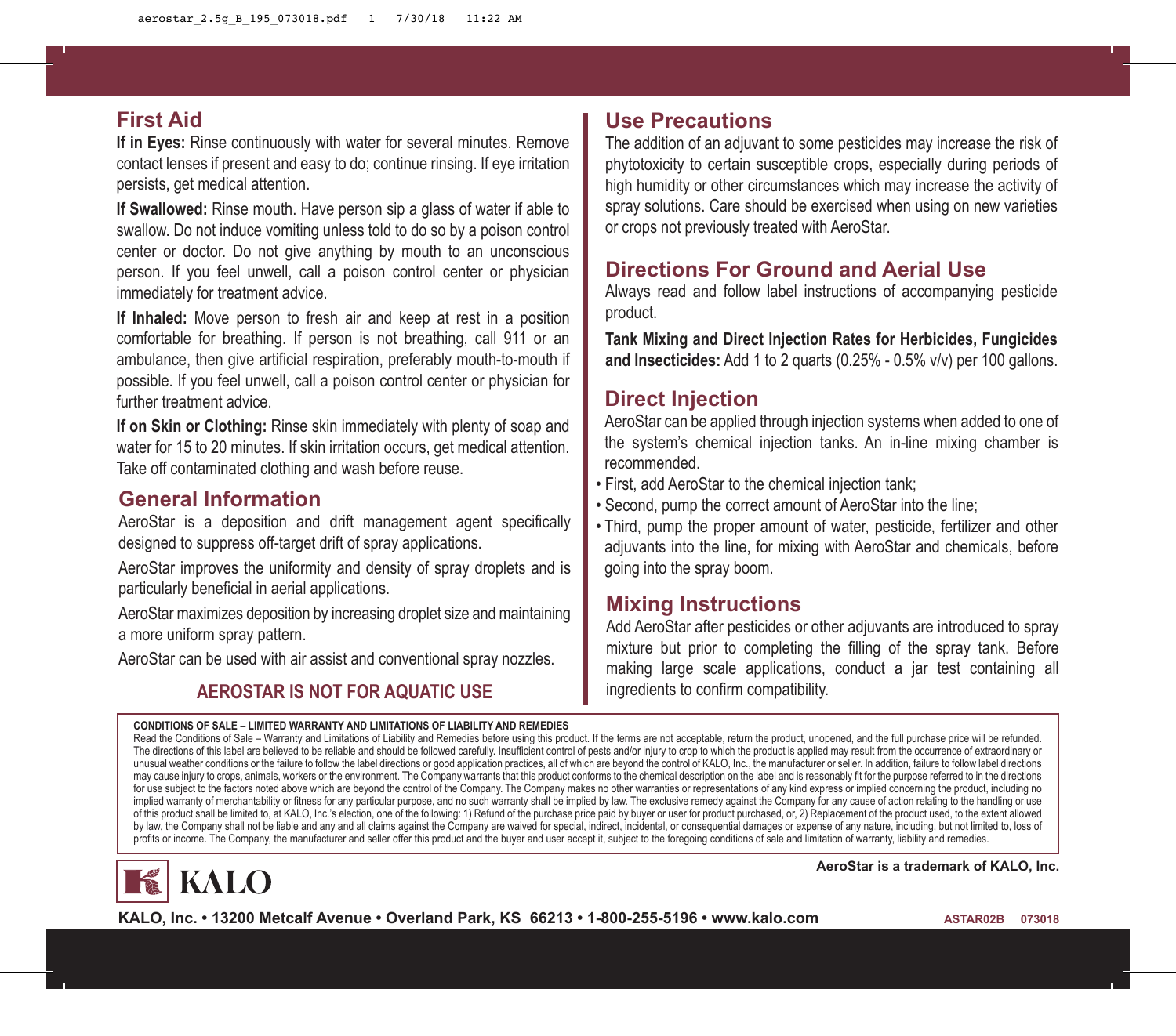## First Aid

**If in Eyes:** Rinse continuously with water for several minutes. Remove contact lenses if present and easy to do; continue rinsing. If eye irritation persists, get medical attention.

**If Swallowed:** Rinse mouth. Have person sip a glass of water if able to swallow. Do not induce vomiting unless told to do so by a poison control center or doctor. Do not give anything by mouth to an unconscious person. If you feel unwell, call a poison control center or physician immediately for treatment advice.

**If Inhaled:** Move person to fresh air and keep at rest in a position comfortable for breathing. If person is not breathing, call 911 or an ambulance, then give artificial respiration, preferably mouth-to-mouth if possible. If you feel unwell, call a poison control center or physician for further treatment advice.

**If on Skin or Clothing:** Rinse skin immediately with plenty of soap and water for 15 to 20 minutes. If skin irritation occurs, get medical attention. Take off contaminated clothing and wash before reuse.

## General Information

AeroStar is a deposition and drift management agent specifically designed to suppress off-target drift of spray applications.

AeroStar improves the uniformity and density of spray droplets and is particularly beneficial in aerial applications.

AeroStar maximizes deposition by increasing droplet size and maintaining a more uniform spray pattern.

AeroStar can be used with air assist and conventional spray nozzles.

**AEROSTAR IS NOT FOR AQUATIC USE**

## Use Precautions

The addition of an adjuvant to some pesticides may increase the risk of phytotoxicity to certain susceptible crops, especially during periods of high humidity or other circumstances which may increase the activity of spray solutions. Care should be exercised when using on new varieties or crops not previously treated with AeroStar.

## Directions For Ground and Aerial Use

Always read and follow label instructions of accompanying pesticide product.

**Tank Mixing and Direct Injection Rates for Herbicides, Fungicides and Insecticides:** Add 1 to 2 quarts (0.25% - 0.5% v/v) per 100 gallons.

## Direct Injection

AeroStar can be applied through injection systems when added to one of the system's chemical injection tanks. An in-line mixing chamber is recommended.

- First, add AeroStar to the chemical injection tank;
- Second, pump the correct amount of AeroStar into the line;
- Third, pump the proper amount of water, pesticide, fertilizer and other adjuvants into the line, for mixing with AeroStar and chemicals, before going into the spray boom.

## Mixing Instructions

Add AeroStar after pesticides or other adjuvants are introduced to spray mixture but prior to completing the filling of the spray tank. Before making large scale applications, conduct a jar test containing all ingredients to confirm compatibility.

**CONDITIONS OF SALE – LIMITED WARRANTY AND LIMITATIONS OF LIABILITY AND REMEDIES**

Read the Conditions of Sale – Warranty and Limitations of Liability and Remedies before using this product. If the terms are not acceptable, return the product, unopened, and the full purchase price will be refunded. The directions of this label are believed to be reliable and should be followed carefully. Insufficient control of pests and/or injury to crop to which the product is applied may result from the occurrence of extraordinary or unusual weather conditions or the failure to follow the label directions or good application practices, all of which are beyond the control of KALO, Inc., the manufacturer or seller. In addition, failure to follow label directions may cause injury to crops, animals, workers or the environment. The Company warrants that this product conforms to the chemical description on the label and is reasonably fit for the purpose referred to in the directions for use subject to the factors noted above which are beyond the control of the Company. The Company makes no other warranties or representations of any kind express or implied concerning the product, including no implied warranty of merchantability or fitness for any particular purpose, and no such warranty shall be implied by law. The exclusive remedy against the Company for any cause of action relating to the handling or use of this product shall be limited to, at KALO, Inc.'s election, one of the following: 1) Refund of the purchase price paid by buyer or user for product purchased, or, 2) Replacement of the product used, to the extent allowed by law, the Company shall not be liable and any and all claims against the Company are waived for special, indirect, incidental, or consequential damages or expense of any nature, including, but not limited to, loss of profits or income. The Company, the manufacturer and seller offer this product and the buyer and user accept it, subject to the foregoing conditions of sale and limitation of warranty, liability and remedies.

KALO

**AeroStar is a trademark of KALO, Inc.**

**KALO, Inc. • 13200 Metcalf Avenue • Overland Park, KS 66213 • 1-800-255-5196 • www.kalo.com**

**ASTAR02B 073018**